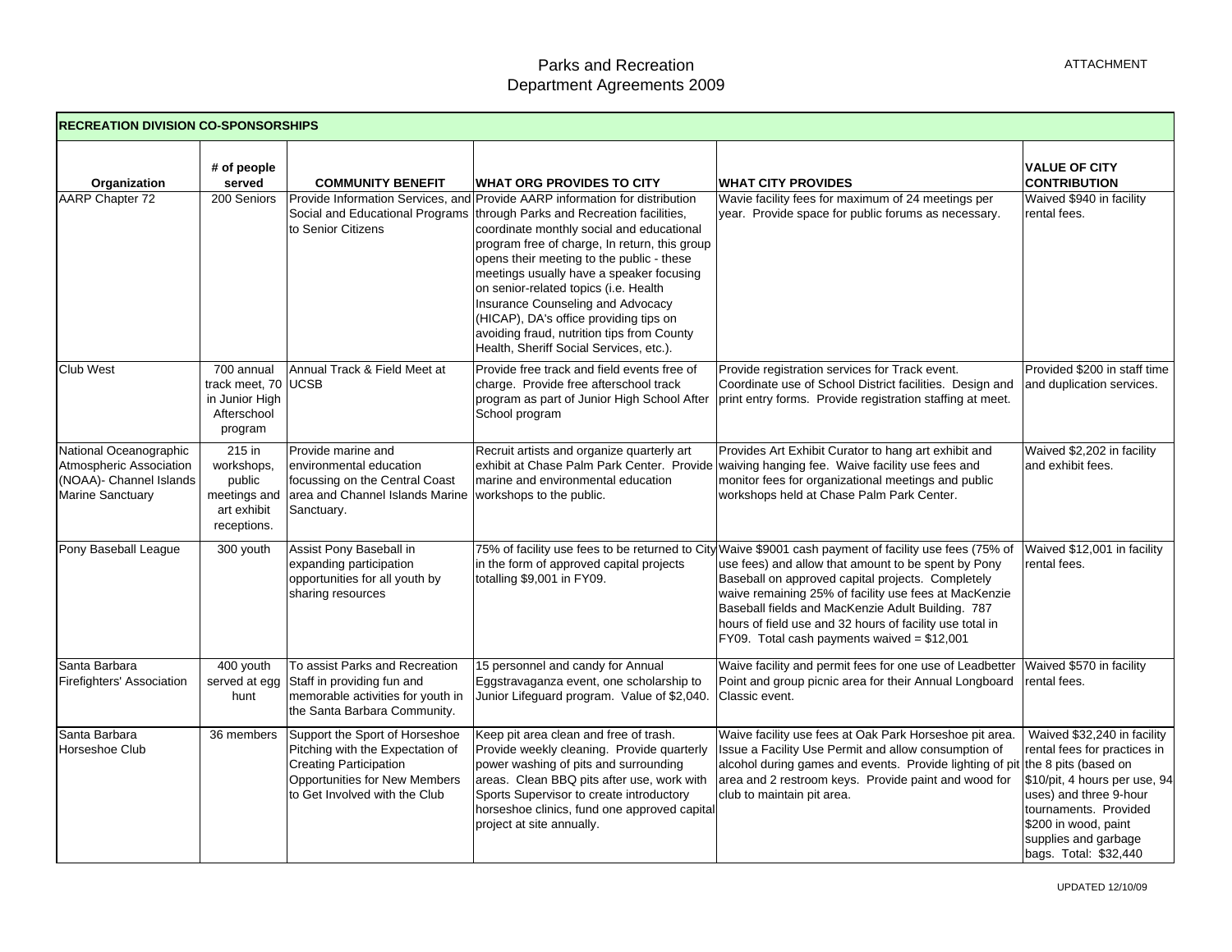# Parks and Recreation
## Department Agreements 2009

ATTACHMENT

| RECREATION DIVISION CO-SPONSORSHIPS | | | | | |
|---|---|---|---|---|---|
| **Organization** | **# of people served** | **COMMUNITY BENEFIT** | **WHAT ORG PROVIDES TO CITY** | **WHAT CITY PROVIDES** | **VALUE OF CITY CONTRIBUTION** |
| AARP Chapter 72 | 200 Seniors | Provide Information Services, and Social and Educational Programs to Senior Citizens | Provide AARP information for distribution through Parks and Recreation facilities, coordinate monthly social and educational program free of charge, In return, this group opens their meeting to the public - these meetings usually have a speaker focusing on senior-related topics (i.e. Health Insurance Counseling and Advocacy (HICAP), DA's office providing tips on avoiding fraud, nutrition tips from County Health, Sheriff Social Services, etc.). | Wavie facility fees for maximum of 24 meetings per year. Provide space for public forums as necessary. | Waived $940 in facility rental fees. |
| Club West | 700 annual track meet, 70 in Junior High Afterschool program | Annual Track & Field Meet at UCSB | Provide free track and field events free of charge. Provide free afterschool track program as part of Junior High School After School program | Provide registration services for Track event. Coordinate use of School District facilities. Design and print entry forms. Provide registration staffing at meet. | Provided $200 in staff time and duplication services. |
| National Oceanographic Atmospheric Association (NOAA)- Channel Islands Marine Sanctuary | 215 in workshops, public meetings and art exhibit receptions. | Provide marine and environmental education focussing on the Central Coast area and Channel Islands Marine Sanctuary. | Recruit artists and organize quarterly art exhibit at Chase Palm Park Center. Provide marine and environmental education workshops to the public. | Provides Art Exhibit Curator to hang art exhibit and waiving hanging fee. Waive facility use fees and monitor fees for organizational meetings and public workshops held at Chase Palm Park Center. | Waived $2,202 in facility and exhibit fees. |
| Pony Baseball League | 300 youth | Assist Pony Baseball in expanding participation opportunities for all youth by sharing resources | 75% of facility use fees to be returned to City in the form of approved capital projects totalling $9,001 in FY09. | Waive $9001 cash payment of facility use fees (75% of use fees) and allow that amount to be spent by Pony Baseball on approved capital projects. Completely waive remaining 25% of facility use fees at MacKenzie Baseball fields and MacKenzie Adult Building. 787 hours of field use and 32 hours of facility use total in FY09. Total cash payments waived = $12,001 | Waived $12,001 in facility rental fees. |
| Santa Barbara Firefighters' Association | 400 youth served at egg hunt | To assist Parks and Recreation Staff in providing fun and memorable activities for youth in the Santa Barbara Community. | 15 personnel and candy for Annual Eggstravaganza event, one scholarship to Junior Lifeguard program. Value of $2,040. | Waive facility and permit fees for one use of Leadbetter Point and group picnic area for their Annual Longboard Classic event. | Waived $570 in facility rental fees. |
| Santa Barbara Horseshoe Club | 36 members | Support the Sport of Horseshoe Pitching with the Expectation of Creating Participation Opportunities for New Members to Get Involved with the Club | Keep pit area clean and free of trash. Provide weekly cleaning. Provide quarterly power washing of pits and surrounding areas. Clean BBQ pits after use, work with Sports Supervisor to create introductory horseshoe clinics, fund one approved capital project at site annually. | Waive facility use fees at Oak Park Horseshoe pit area. Issue a Facility Use Permit and allow consumption of alcohol during games and events. Provide lighting of pit area and 2 restroom keys. Provide paint and wood for club to maintain pit area. | Waived $32,240 in facility rental fees for practices in the 8 pits (based on $10/pit, 4 hours per use, 94 uses) and three 9-hour tournaments. Provided $200 in wood, paint supplies and garbage bags. Total: $32,440 |

UPDATED 12/10/09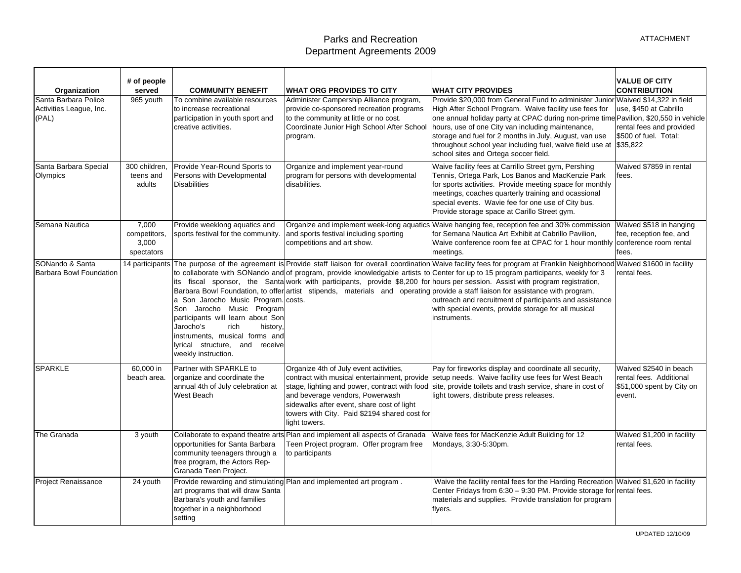# Parks and Recreation
## Department Agreements 2009

ATTACHMENT

| Organization | # of people served | COMMUNITY BENEFIT | WHAT ORG PROVIDES TO CITY | WHAT CITY PROVIDES | VALUE OF CITY CONTRIBUTION |
|---|---|---|---|---|---|
| Santa Barbara Police Activities League, Inc. (PAL) | 965 youth | To combine available resources to increase recreational participation in youth sport and creative activities. | Administer Campership Alliance program, provide co-sponsored recreation programs to the community at little or no cost. Coordinate Junior High School After School program. | Provide $20,000 from General Fund to administer Junior High After School Program. Waive facility use fees for one annual holiday party at CPAC during non-prime time hours, use of one City van including maintenance, storage and fuel for 2 months in July, August, van use throughout school year including fuel, waive field use at school sites and Ortega soccer field. | Waived $14,322 in field use, $450 at Cabrillo Pavilion, $20,550 in vehicle rental fees and provided $500 of fuel. Total: $35,822 |
| Santa Barbara Special Olympics | 300 children, teens and adults | Provide Year-Round Sports to Persons with Developmental Disabilities | Organize and implement year-round program for persons with developmental disabilities. | Waive facility fees at Carrillo Street gym, Pershing Tennis, Ortega Park, Los Banos and MacKenzie Park for sports activities. Provide meeting space for monthly meetings, coaches quarterly training and ocassional special events. Wavie fee for one use of City bus. Provide storage space at Carillo Street gym. | Waived $7859 in rental fees. |
| Semana Nautica | 7,000 competitors, 3,000 spectators | Provide weeklong aquatics and sports festival for the community. | Organize and implement week-long aquatics and sports festival including sporting competitions and art show. | Waive hanging fee, reception fee and 30% commission for Semana Nautica Art Exhibit at Cabrillo Pavilion, Waive conference room fee at CPAC for 1 hour monthly meetings. | Waived $518 in hanging fee, reception fee, and conference room rental fees. |
| SONando & Santa Barbara Bowl Foundation | 14 participants | The purpose of the agreement is to collaborate with SONando and its fiscal sponsor, the Santa Barbara Bowl Foundation, to offer a Son Jarocho Music Program. Son Jarocho Music Program participants will learn about Son Jarocho's rich history, instruments, musical forms and lyrical structure, and receive weekly instruction. | Provide staff liaison for overall coordination of program, provide knowledgable artists to work with participants, provide $8,200 for artist stipends, materials and operating costs. | Waive facility fees for program at Franklin Neighborhood Center for up to 15 program participants, weekly for 3 hours per session. Assist with program registration, provide a staff liaison for assistance with program, outreach and recruitment of participants and assistance with special events, provide storage for all musical instruments. | Waived $1600 in facility rental fees. |
| SPARKLE | 60,000 in beach area. | Partner with SPARKLE to organize and coordinate the annual 4th of July celebration at West Beach | Organize 4th of July event activities, contract with musical entertainment, provide stage, lighting and power, contract with food and beverage vendors, Powerwash sidewalks after event, share cost of light towers with City. Paid $2194 shared cost for light towers. | Pay for fireworks display and coordinate all security, setup needs. Waive facility use fees for West Beach site, provide toilets and trash service, share in cost of light towers, distribute press releases. | Waived $2540 in beach rental fees. Additional $51,000 spent by City on event. |
| The Granada | 3 youth | Collaborate to expand theatre arts opportunities for Santa Barbara community teenagers through a free program, the Actors Rep-Granada Teen Project. | Plan and implement all aspects of Granada Teen Project program. Offer program free to participants | Waive fees for MacKenzie Adult Building for 12 Mondays, 3:30-5:30pm. | Waived $1,200 in facility rental fees. |
| Project Renaissance | 24 youth | Provide rewarding and stimulating art programs that will draw Santa Barbara's youth and families together in a neighborhood setting | Plan and implemented art program . | Waive the facility rental fees for the Harding Recreation Center Fridays from 6:30 – 9:30 PM. Provide storage for materials and supplies. Provide translation for program flyers. | Waived $1,620 in facility rental fees. |

UPDATED 12/10/09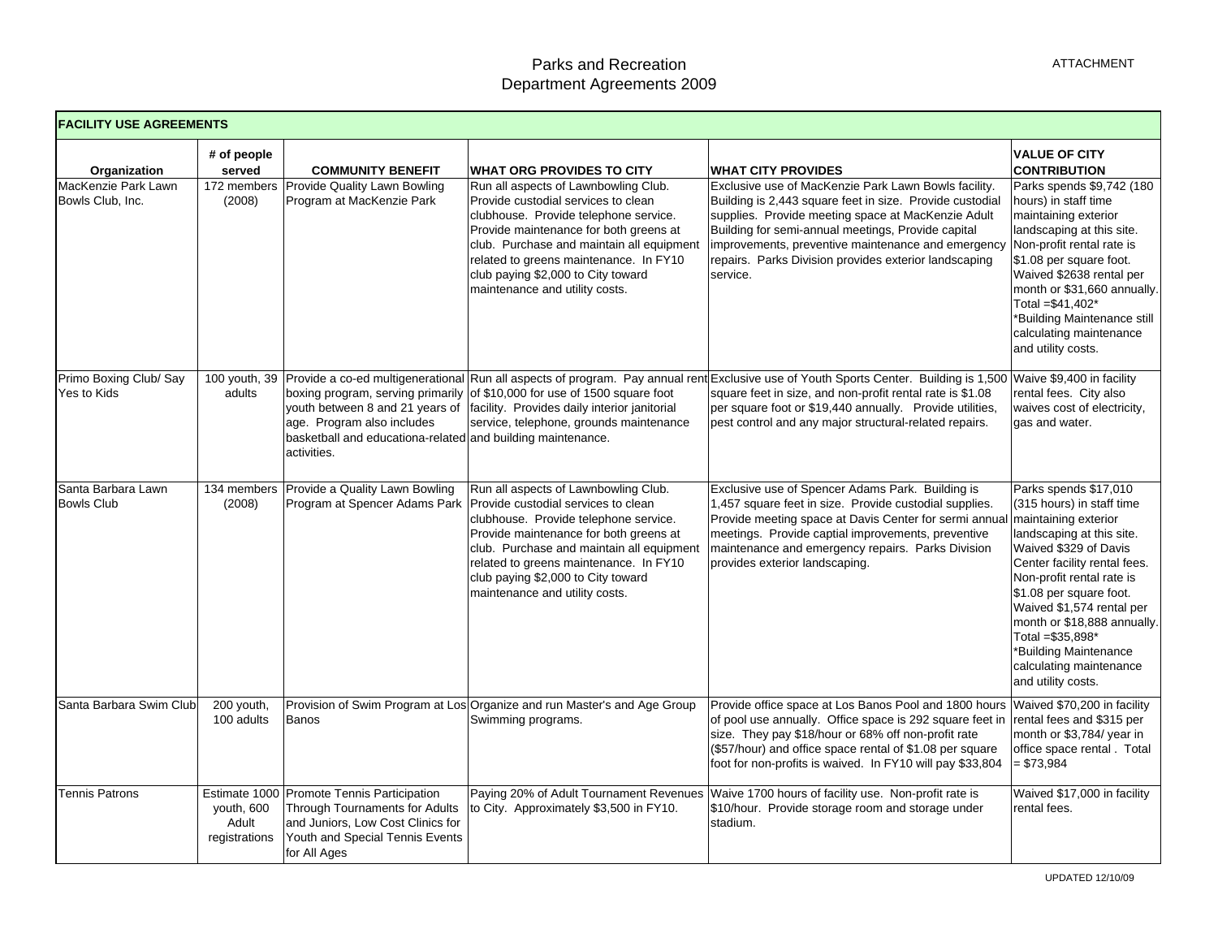ATTACHMENT

# Parks and Recreation
# Department Agreements 2009

| FACILITY USE AGREEMENTS | | | | | |
|---|---|---|---|---|---|
| **Organization** | **# of people served** | **COMMUNITY BENEFIT** | **WHAT ORG PROVIDES TO CITY** | **WHAT CITY PROVIDES** | **VALUE OF CITY CONTRIBUTION** |
| MacKenzie Park Lawn Bowls Club, Inc. | 172 members (2008) | Provide Quality Lawn Bowling Program at MacKenzie Park | Run all aspects of Lawnbowling Club. Provide custodial services to clean clubhouse. Provide telephone service. Provide maintenance for both greens at club. Purchase and maintain all equipment related to greens maintenance. In FY10 club paying $2,000 to City toward maintenance and utility costs. | Exclusive use of MacKenzie Park Lawn Bowls facility. Building is 2,443 square feet in size. Provide custodial supplies. Provide meeting space at MacKenzie Adult Building for semi-annual meetings, Provide capital improvements, preventive maintenance and emergency repairs. Parks Division provides exterior landscaping service. | Parks spends $9,742 (180 hours) in staff time maintaining exterior landscaping at this site. Non-profit rental rate is $1.08 per square foot. Waived $2638 rental per month or $31,660 annually. Total =$41,402* *Building Maintenance still calculating maintenance and utility costs. |
| Primo Boxing Club/ Say Yes to Kids | 100 youth, 39 adults | Provide a co-ed multigenerational boxing program, serving primarily youth between 8 and 21 years of age. Program also includes basketball and educationa-related activities. | Run all aspects of program. Pay annual rent of $10,000 for use of 1500 square foot facility. Provides daily interior janitorial service, telephone, grounds maintenance and building maintenance. | Exclusive use of Youth Sports Center. Building is 1,500 square feet in size, and non-profit rental rate is $1.08 per square foot or $19,440 annually. Provide utilities, pest control and any major structural-related repairs. | Waive $9,400 in facility rental fees. City also waives cost of electricity, gas and water. |
| Santa Barbara Lawn Bowls Club | 134 members (2008) | Provide a Quality Lawn Bowling Program at Spencer Adams Park | Run all aspects of Lawnbowling Club. Provide custodial services to clean clubhouse. Provide telephone service. Provide maintenance for both greens at club. Purchase and maintain all equipment related to greens maintenance. In FY10 club paying $2,000 to City toward maintenance and utility costs. | Exclusive use of Spencer Adams Park. Building is 1,457 square feet in size. Provide custodial supplies. Provide meeting space at Davis Center for sermi annual meetings. Provide captial improvements, preventive maintenance and emergency repairs. Parks Division provides exterior landscaping. | Parks spends $17,010 (315 hours) in staff time maintaining exterior landscaping at this site. Waived $329 of Davis Center facility rental fees. Non-profit rental rate is $1.08 per square foot. Waived $1,574 rental per month or $18,888 annually. Total =$35,898* *Building Maintenance calculating maintenance and utility costs. |
| Santa Barbara Swim Club | 200 youth, 100 adults | Provision of Swim Program at Los Banos | Organize and run Master's and Age Group Swimming programs. | Provide office space at Los Banos Pool and 1800 hours of pool use annually. Office space is 292 square feet in size. They pay $18/hour or 68% off non-profit rate ($57/hour) and office space rental of $1.08 per square foot for non-profits is waived. In FY10 will pay $33,804 | Waived $70,200 in facility rental fees and $315 per month or $3,784/ year in office space rental . Total = $73,984 |
| Tennis Patrons | Estimate 1000 youth, 600 Adult registrations | Promote Tennis Participation Through Tournaments for Adults and Juniors, Low Cost Clinics for Youth and Special Tennis Events for All Ages | Paying 20% of Adult Tournament Revenues to City. Approximately $3,500 in FY10. | Waive 1700 hours of facility use. Non-profit rate is $10/hour. Provide storage room and storage under stadium. | Waived $17,000 in facility rental fees. |

UPDATED 12/10/09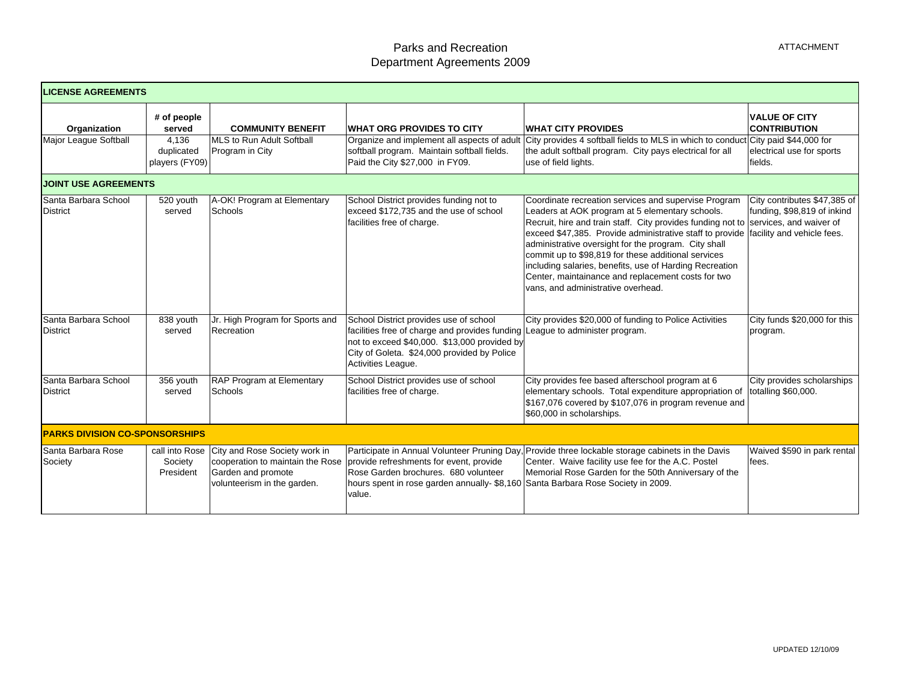# Parks and Recreation Department Agreements 2009

ATTACHMENT

| Organization | # of people served | COMMUNITY BENEFIT | WHAT ORG PROVIDES TO CITY | WHAT CITY PROVIDES | VALUE OF CITY CONTRIBUTION |
|---|---|---|---|---|---|
| **LICENSE AGREEMENTS** | | | | | |
| Major League Softball | 4,136 duplicated players (FY09) | MLS to Run Adult Softball Program in City | Organize and implement all aspects of adult softball program. Maintain softball fields. Paid the City $27,000 in FY09. | City provides 4 softball fields to MLS in which to conduct the adult softball program. City pays electrical for all use of field lights. | City paid $44,000 for electrical use for sports fields. |
| **JOINT USE AGREEMENTS** | | | | | |
| Santa Barbara School District | 520 youth served | A-OK! Program at Elementary Schools | School District provides funding not to exceed $172,735 and the use of school facilities free of charge. | Coordinate recreation services and supervise Program Leaders at AOK program at 5 elementary schools. Recruit, hire and train staff. City provides funding not to exceed $47,385. Provide administrative staff to provide administrative oversight for the program. City shall commit up to $98,819 for these additional services including salaries, benefits, use of Harding Recreation Center, maintainance and replacement costs for two vans, and administrative overhead. | City contributes $47,385 of funding, $98,819 of inkind services, and waiver of facility and vehicle fees. |
| Santa Barbara School District | 838 youth served | Jr. High Program for Sports and Recreation | School District provides use of school facilities free of charge and provides funding not to exceed $40,000. $13,000 provided by City of Goleta. $24,000 provided by Police Activities League. | City provides $20,000 of funding to Police Activities League to administer program. | City funds $20,000 for this program. |
| Santa Barbara School District | 356 youth served | RAP Program at Elementary Schools | School District provides use of school facilities free of charge. | City provides fee based afterschool program at 6 elementary schools. Total expenditure appropriation of $167,076 covered by $107,076 in program revenue and $60,000 in scholarships. | City provides scholarships totalling $60,000. |
| **PARKS DIVISION CO-SPONSORSHIPS** | | | | | |
| Santa Barbara Rose Society | call into Rose Society President | City and Rose Society work in cooperation to maintain the Rose Garden and promote volunteerism in the garden. | Participate in Annual Volunteer Pruning Day, provide refreshments for event, provide Rose Garden brochures. 680 volunteer hours spent in rose garden annually- $8,160 value. | Provide three lockable storage cabinets in the Davis Center. Waive facility use fee for the A.C. Postel Memorial Rose Garden for the 50th Anniversary of the Santa Barbara Rose Society in 2009. | Waived $590 in park rental fees. |

UPDATED 12/10/09